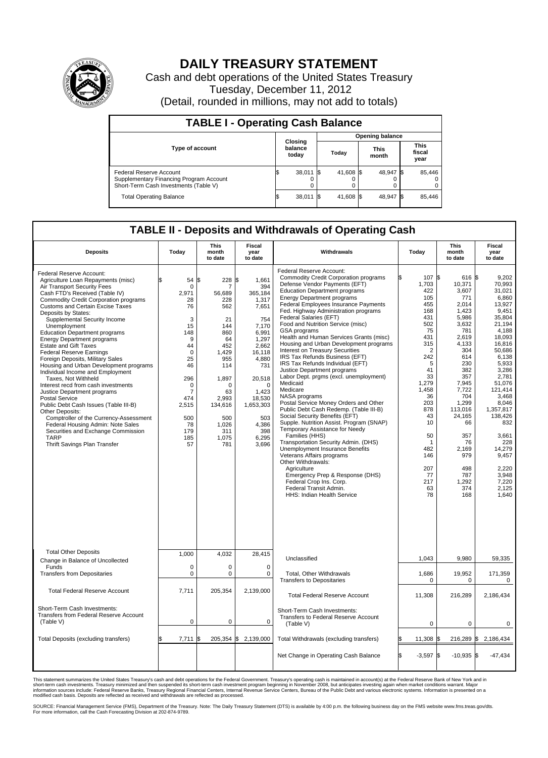# DAILY TREASURY STATEMENT

Cash and debt operations of the United States Treasury

Tuesday, December 11, 2012

(Detail, rounded in millions, may not add to totals)

## TABLE I - Operating Cash Balance

| Type of account | Closing balance today | Opening balance Today | Opening balance This month | Opening balance This fiscal year |
|---|---|---|---|---|
| Federal Reserve Account | $ 38,011 | $ 41,608 | $ 48,947 | $ 85,446 |
| Supplementary Financing Program Account | 0 | 0 | 0 | 0 |
| Short-Term Cash Investments (Table V) | 0 | 0 | 0 | 0 |
| Total Operating Balance | $ 38,011 | $ 41,608 | $ 48,947 | $ 85,446 |

## TABLE II - Deposits and Withdrawals of Operating Cash

| Deposits | Today | This month to date | Fiscal year to date | Withdrawals | Today | This month to date | Fiscal year to date |
|---|---|---|---|---|---|---|---|
| Federal Reserve Account: | | | | Federal Reserve Account: | | | |
| Agriculture Loan Repayments (misc) | $ 54 | $ 228 | $ 1,661 | Commodity Credit Corporation programs | $ 107 | $ 616 | $ 9,202 |
| Air Transport Security Fees | 0 | 7 | 394 | Defense Vendor Payments (EFT) | 1,703 | 10,371 | 70,993 |
| Cash FTD's Received (Table IV) | 2,971 | 56,689 | 365,184 | Education Department programs | 422 | 3,607 | 31,021 |
| Commodity Credit Corporation programs | 28 | 228 | 1,317 | Energy Department programs | 105 | 771 | 6,860 |
| Customs and Certain Excise Taxes | 76 | 562 | 7,651 | Federal Employees Insurance Payments | 455 | 2,014 | 13,927 |
| Deposits by States: | | | | Fed. Highway Administration programs | 168 | 1,423 | 9,451 |
| Supplemental Security Income | 3 | 21 | 754 | Federal Salaries (EFT) | 431 | 5,986 | 35,804 |
| Unemployment | 15 | 144 | 7,170 | Food and Nutrition Service (misc) | 502 | 3,632 | 21,194 |
| Education Department programs | 148 | 860 | 6,991 | GSA programs | 75 | 781 | 4,188 |
| Energy Department programs | 9 | 64 | 1,297 | Health and Human Services Grants (misc) | 431 | 2,619 | 18,093 |
| Estate and Gift Taxes | 44 | 452 | 2,662 | Housing and Urban Development programs | 315 | 4,133 | 16,816 |
| Federal Reserve Earnings | 0 | 1,429 | 16,118 | Interest on Treasury Securities | 2 | 304 | 50,686 |
| Foreign Deposits, Military Sales | 25 | 955 | 4,880 | IRS Tax Refunds Business (EFT) | 242 | 614 | 6,138 |
| Housing and Urban Development programs | 46 | 114 | 731 | IRS Tax Refunds Individual (EFT) | 5 | 230 | 5,933 |
| Individual Income and Employment | | | | Justice Department programs | 41 | 382 | 3,286 |
| Taxes, Not Withheld | 296 | 1,897 | 20,518 | Labor Dept. prgms (excl. unemployment) | 33 | 357 | 2,781 |
| Interest recd from cash investments | 0 | 0 | 0 | Medicaid | 1,279 | 7,945 | 51,076 |
| Justice Department programs | 7 | 63 | 1,423 | Medicare | 1,458 | 7,722 | 121,414 |
| Postal Service | 474 | 2,993 | 18,530 | NASA programs | 36 | 704 | 3,468 |
| Public Debt Cash Issues (Table III-B) | 2,515 | 134,616 | 1,653,303 | Postal Service Money Orders and Other | 203 | 1,299 | 8,046 |
| Other Deposits: | | | | Public Debt Cash Redemp. (Table III-B) | 878 | 113,016 | 1,357,817 |
| Comptroller of the Currency-Assessment | 500 | 500 | 503 | Social Security Benefits (EFT) | 43 | 24,165 | 138,426 |
| Federal Housing Admin: Note Sales | 78 | 1,026 | 4,386 | Supple. Nutrition Assist. Program (SNAP) | 10 | 66 | 832 |
| Securities and Exchange Commission | 179 | 311 | 398 | Temporary Assistance for Needy | | | |
| TARP | 185 | 1,075 | 6,295 | Families (HHS) | 50 | 357 | 3,661 |
| Thrift Savings Plan Transfer | 57 | 781 | 3,696 | Transportation Security Admin. (DHS) | 1 | 76 | 228 |
| | | | | Unemployment Insurance Benefits | 482 | 2,169 | 14,279 |
| | | | | Veterans Affairs programs | 146 | 979 | 9,457 |
| | | | | Other Withdrawals: | | | |
| | | | | Agriculture | 207 | 498 | 2,220 |
| | | | | Emergency Prep & Response (DHS) | 77 | 787 | 3,948 |
| | | | | Federal Crop Ins. Corp. | 217 | 1,292 | 7,220 |
| | | | | Federal Transit Admin. | 63 | 374 | 2,125 |
| | | | | HHS: Indian Health Service | 78 | 168 | 1,640 |
| Total Other Deposits | 1,000 | 4,032 | 28,415 | Unclassified | 1,043 | 9,980 | 59,335 |
| Change in Balance of Uncollected Funds | 0 | 0 | 0 | | | | |
| Transfers from Depositaries | 0 | 0 | 0 | Total, Other Withdrawals | 1,686 | 19,952 | 171,359 |
| | | | | Transfers to Depositaries | 0 | 0 | 0 |
| Total Federal Reserve Account | 7,711 | 205,354 | 2,139,000 | Total Federal Reserve Account | 11,308 | 216,289 | 2,186,434 |
| Short-Term Cash Investments: | | | | Short-Term Cash Investments: | | | |
| Transfers from Federal Reserve Account (Table V) | 0 | 0 | 0 | Transfers to Federal Reserve Account (Table V) | 0 | 0 | 0 |
| Total Deposits (excluding transfers) | $ 7,711 | $ 205,354 | $ 2,139,000 | Total Withdrawals (excluding transfers) | $ 11,308 | $ 216,289 | $ 2,186,434 |
| | | | | Net Change in Operating Cash Balance | $ -3,597 | $ -10,935 | $ -47,434 |

This statement summarizes the United States Treasury's cash and debt operations for the Federal Government. Treasury's operating cash is maintained in account(s) at the Federal Reserve Bank of New York and in short-term cash investments. Treasury minimized and then suspended its short-term cash investment program beginning in November 2008, but anticipates investing again when market conditions warrant. Major information sources include: Federal Reserve Banks, Treasury Regional Financial Centers, Internal Revenue Service Centers, Bureau of the Public Debt and various electronic systems. Information is presented on a modified cash basis. Deposits are reflected as received and withdrawals are reflected as processed.

SOURCE: Financial Management Service (FMS), Department of the Treasury. Note: The Daily Treasury Statement (DTS) is available by 4:00 p.m. the following business day on the FMS website www.fms.treas.gov/dts. For more information, call the Cash Forecasting Division at 202-874-9789.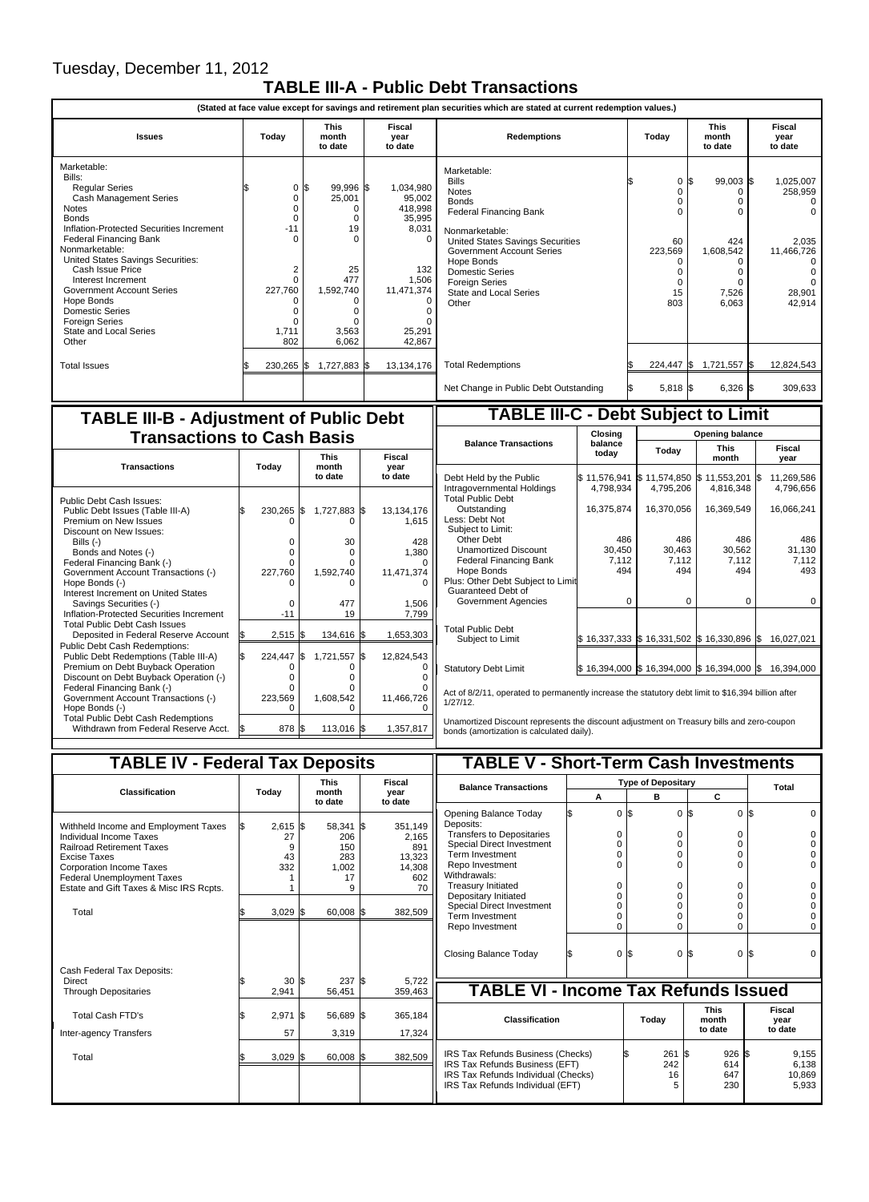Tuesday, December 11, 2012

# TABLE III-A - Public Debt Transactions

(Stated at face value except for savings and retirement plan securities which are stated at current redemption values.)

| Issues | Today | This month to date | Fiscal year to date |
|---|---|---|---|
| Marketable: | | | |
| Bills: | | | |
| Regular Series | $ 0 | $ 99,996 | $ 1,034,980 |
| Cash Management Series | 0 | 25,001 | 95,002 |
| Notes | 0 | 0 | 418,998 |
| Bonds | 0 | 0 | 35,995 |
| Inflation-Protected Securities Increment | -11 | 19 | 8,031 |
| Federal Financing Bank | 0 | 0 | 0 |
| Nonmarketable: | | | |
| United States Savings Securities: | | | |
| Cash Issue Price | 2 | 25 | 132 |
| Interest Increment | 0 | 477 | 1,506 |
| Government Account Series | 227,760 | 1,592,740 | 11,471,374 |
| Hope Bonds | 0 | 0 | 0 |
| Domestic Series | 0 | 0 | 0 |
| Foreign Series | 0 | 0 | 0 |
| State and Local Series | 1,711 | 3,563 | 25,291 |
| Other | 802 | 6,062 | 42,867 |
| Total Issues | $ 230,265 | $ 1,727,883 | $ 13,134,176 |

| Redemptions | Today | This month to date | Fiscal year to date |
|---|---|---|---|
| Marketable: | | | |
| Bills | $ 0 | $ 99,003 | $ 1,025,007 |
| Notes | 0 | 0 | 258,959 |
| Bonds | 0 | 0 | 0 |
| Federal Financing Bank | 0 | 0 | 0 |
| Nonmarketable: | | | |
| United States Savings Securities | 60 | 424 | 2,035 |
| Government Account Series | 223,569 | 1,608,542 | 11,466,726 |
| Hope Bonds | 0 | 0 | 0 |
| Domestic Series | 0 | 0 | 0 |
| Foreign Series | 0 | 0 | 0 |
| State and Local Series | 15 | 7,526 | 28,901 |
| Other | 803 | 6,063 | 42,914 |
| Total Redemptions | $ 224,447 | $ 1,721,557 | $ 12,824,543 |
| Net Change in Public Debt Outstanding | $ 5,818 | $ 6,326 | $ 309,633 |

# TABLE III-B - Adjustment of Public Debt Transactions to Cash Basis

| Transactions | Today | This month to date | Fiscal year to date |
|---|---|---|---|
| Public Debt Cash Issues: | | | |
| Public Debt Issues (Table III-A) | $ 230,265 | $ 1,727,883 | $ 13,134,176 |
| Premium on New Issues | 0 | 0 | 1,615 |
| Discount on New Issues: | | | |
| Bills (-) | 0 | 30 | 428 |
| Bonds and Notes (-) | 0 | 0 | 1,380 |
| Federal Financing Bank (-) | 0 | 0 | 0 |
| Government Account Transactions (-) | 227,760 | 1,592,740 | 11,471,374 |
| Hope Bonds (-) | 0 | 0 | 0 |
| Interest Increment on United States Savings Securities (-) | 0 | 477 | 1,506 |
| Inflation-Protected Securities Increment | -11 | 19 | 7,799 |
| Total Public Debt Cash Issues Deposited in Federal Reserve Account | $ 2,515 | $ 134,616 | $ 1,653,303 |
| Public Debt Cash Redemptions: | | | |
| Public Debt Redemptions (Table III-A) | $ 224,447 | $ 1,721,557 | $ 12,824,543 |
| Premium on Debt Buyback Operation | 0 | 0 | 0 |
| Discount on Debt Buyback Operation (-) | 0 | 0 | 0 |
| Federal Financing Bank (-) | 0 | 0 | 0 |
| Government Account Transactions (-) | 223,569 | 1,608,542 | 11,466,726 |
| Hope Bonds (-) | 0 | 0 | 0 |
| Total Public Debt Cash Redemptions Withdrawn from Federal Reserve Acct. | $ 878 | $ 113,016 | $ 1,357,817 |

# TABLE III-C - Debt Subject to Limit

| Balance Transactions | Closing balance today | Opening balance Today | Opening balance This month | Opening balance Fiscal year |
|---|---|---|---|---|
| Debt Held by the Public | $ 11,576,941 | $ 11,574,850 | $ 11,553,201 | $ 11,269,586 |
| Intragovernmental Holdings | 4,798,934 | 4,795,206 | 4,816,348 | 4,796,656 |
| Total Public Debt Outstanding | 16,375,874 | 16,370,056 | 16,369,549 | 16,066,241 |
| Less: Debt Not Subject to Limit: | | | | |
| Other Debt | 486 | 486 | 486 | 486 |
| Unamortized Discount | 30,450 | 30,463 | 30,562 | 31,130 |
| Federal Financing Bank | 7,112 | 7,112 | 7,112 | 7,112 |
| Hope Bonds | 494 | 494 | 494 | 493 |
| Plus: Other Debt Subject to Limit | | | | |
| Guaranteed Debt of Government Agencies | 0 | 0 | 0 | 0 |
| Total Public Debt Subject to Limit | $ 16,337,333 | $ 16,331,502 | $ 16,330,896 | $ 16,027,021 |
| Statutory Debt Limit | $ 16,394,000 | $ 16,394,000 | $ 16,394,000 | $ 16,394,000 |

Act of 8/2/11, operated to permanently increase the statutory debt limit to $16,394 billion after 1/27/12.

Unamortized Discount represents the discount adjustment on Treasury bills and zero-coupon bonds (amortization is calculated daily).

# TABLE IV - Federal Tax Deposits

| Classification | Today | This month to date | Fiscal year to date |
|---|---|---|---|
| Withheld Income and Employment Taxes | $ 2,615 | $ 58,341 | $ 351,149 |
| Individual Income Taxes | 27 | 206 | 2,165 |
| Railroad Retirement Taxes | 9 | 150 | 891 |
| Excise Taxes | 43 | 283 | 13,323 |
| Corporation Income Taxes | 332 | 1,002 | 14,308 |
| Federal Unemployment Taxes | 1 | 17 | 602 |
| Estate and Gift Taxes & Misc IRS Rcpts. | 1 | 9 | 70 |
| Total | $ 3,029 | $ 60,008 | $ 382,509 |
| Cash Federal Tax Deposits: | | | |
| Direct | $ 30 | $ 237 | $ 5,722 |
| Through Depositaries | 2,941 | 56,451 | 359,463 |
| Total Cash FTD's | $ 2,971 | $ 56,689 | $ 365,184 |
| Inter-agency Transfers | 57 | 3,319 | 17,324 |
| Total | $ 3,029 | $ 60,008 | $ 382,509 |

# TABLE V - Short-Term Cash Investments

| Balance Transactions | Type of Depositary A | Type of Depositary B | Type of Depositary C | Total |
|---|---|---|---|---|
| Opening Balance Today | $ 0 | $ 0 | $ 0 | $ 0 |
| Deposits: | | | | |
| Transfers to Depositaries | 0 | 0 | 0 | 0 |
| Special Direct Investment | 0 | 0 | 0 | 0 |
| Term Investment | 0 | 0 | 0 | 0 |
| Repo Investment | 0 | 0 | 0 | 0 |
| Withdrawals: | | | | |
| Treasury Initiated | 0 | 0 | 0 | 0 |
| Depositary Initiated | 0 | 0 | 0 | 0 |
| Special Direct Investment | 0 | 0 | 0 | 0 |
| Term Investment | 0 | 0 | 0 | 0 |
| Repo Investment | 0 | 0 | 0 | 0 |
| Closing Balance Today | $ 0 | $ 0 | $ 0 | $ 0 |

# TABLE VI - Income Tax Refunds Issued

| Classification | Today | This month to date | Fiscal year to date |
|---|---|---|---|
| IRS Tax Refunds Business (Checks) | $ 261 | $ 926 | $ 9,155 |
| IRS Tax Refunds Business (EFT) | 242 | 614 | 6,138 |
| IRS Tax Refunds Individual (Checks) | 16 | 647 | 10,869 |
| IRS Tax Refunds Individual (EFT) | 5 | 230 | 5,933 |